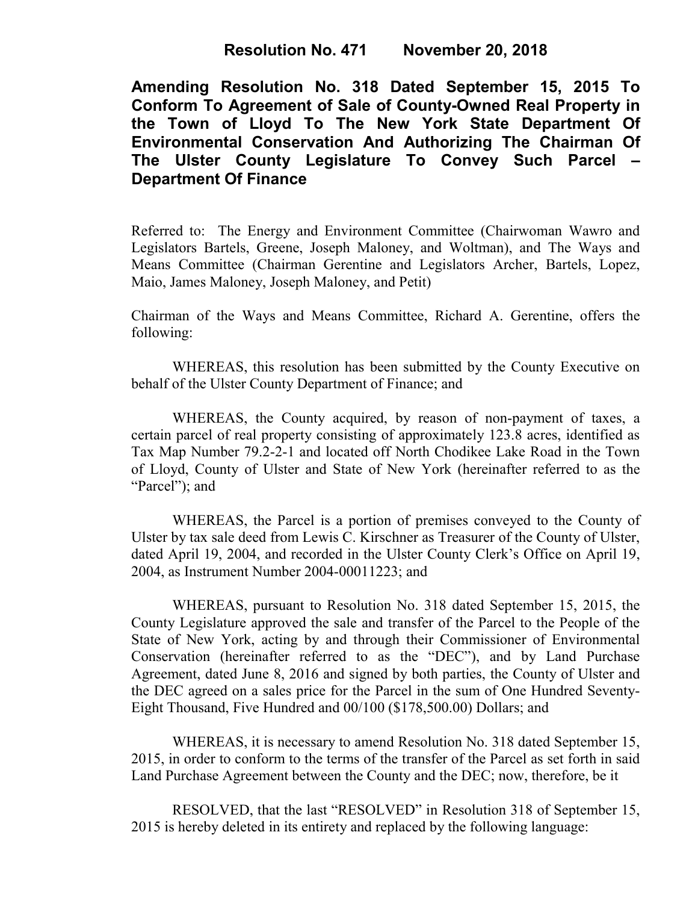**Resolution No. 471 November 20, 2018**

# Amending Resolution No. 318 Dated September 15, 2015 To Conform To Agreement of Sale of County-Owned Real Property in the Town of Lloyd To The New York State Department Of Environmental Conservation And Authorizing The Chairman Of The Ulster County Legislature To Convey Such Parcel – Department Of Finance

Referred to: The Energy and Environment Committee (Chairwoman Wawro and Legislators Bartels, Greene, Joseph Maloney, and Woltman), and The Ways and Means Committee (Chairman Gerentine and Legislators Archer, Bartels, Lopez, Maio, James Maloney, Joseph Maloney, and Petit)

Chairman of the Ways and Means Committee, Richard A. Gerentine, offers the following:

WHEREAS, this resolution has been submitted by the County Executive on behalf of the Ulster County Department of Finance; and

WHEREAS, the County acquired, by reason of non-payment of taxes, a certain parcel of real property consisting of approximately 123.8 acres, identified as Tax Map Number 79.2-2-1 and located off North Chodikee Lake Road in the Town of Lloyd, County of Ulster and State of New York (hereinafter referred to as the "Parcel"); and

WHEREAS, the Parcel is a portion of premises conveyed to the County of Ulster by tax sale deed from Lewis C. Kirschner as Treasurer of the County of Ulster, dated April 19, 2004, and recorded in the Ulster County Clerk's Office on April 19, 2004, as Instrument Number 2004-00011223; and

WHEREAS, pursuant to Resolution No. 318 dated September 15, 2015, the County Legislature approved the sale and transfer of the Parcel to the People of the State of New York, acting by and through their Commissioner of Environmental Conservation (hereinafter referred to as the "DEC"), and by Land Purchase Agreement, dated June 8, 2016 and signed by both parties, the County of Ulster and the DEC agreed on a sales price for the Parcel in the sum of One Hundred Seventy-Eight Thousand, Five Hundred and 00/100 ($178,500.00) Dollars; and

WHEREAS, it is necessary to amend Resolution No. 318 dated September 15, 2015, in order to conform to the terms of the transfer of the Parcel as set forth in said Land Purchase Agreement between the County and the DEC; now, therefore, be it

RESOLVED, that the last "RESOLVED" in Resolution 318 of September 15, 2015 is hereby deleted in its entirety and replaced by the following language: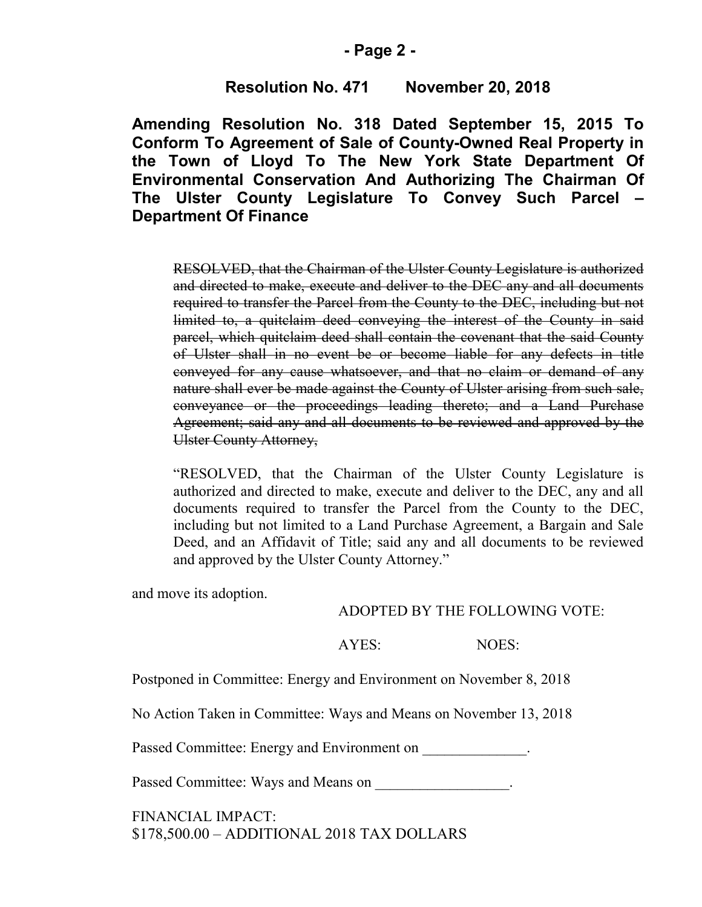**Resolution No. 471 November 20, 2018**

**Amending Resolution No. 318 Dated September 15, 2015 To Conform To Agreement of Sale of County-Owned Real Property in the Town of Lloyd To The New York State Department Of Environmental Conservation And Authorizing The Chairman Of The Ulster County Legislature To Convey Such Parcel – Department Of Finance**

> ~~RESOLVED, that the Chairman of the Ulster County Legislature is authorized and directed to make, execute and deliver to the DEC any and all documents required to transfer the Parcel from the County to the DEC, including but not limited to, a quitclaim deed conveying the interest of the County in said parcel, which quitclaim deed shall contain the covenant that the said County of Ulster shall in no event be or become liable for any defects in title conveyed for any cause whatsoever, and that no claim or demand of any nature shall ever be made against the County of Ulster arising from such sale, conveyance or the proceedings leading thereto; and a Land Purchase Agreement; said any and all documents to be reviewed and approved by the Ulster County Attorney,~~
>
> "RESOLVED, that the Chairman of the Ulster County Legislature is authorized and directed to make, execute and deliver to the DEC, any and all documents required to transfer the Parcel from the County to the DEC, including but not limited to a Land Purchase Agreement, a Bargain and Sale Deed, and an Affidavit of Title; said any and all documents to be reviewed and approved by the Ulster County Attorney."

and move its adoption.

ADOPTED BY THE FOLLOWING VOTE:

AYES: NOES:

Postponed in Committee: Energy and Environment on November 8, 2018

No Action Taken in Committee: Ways and Means on November 13, 2018

Passed Committee: Energy and Environment on ______________.

Passed Committee: Ways and Means on __________________.

FINANCIAL IMPACT:
$178,500.00 – ADDITIONAL 2018 TAX DOLLARS